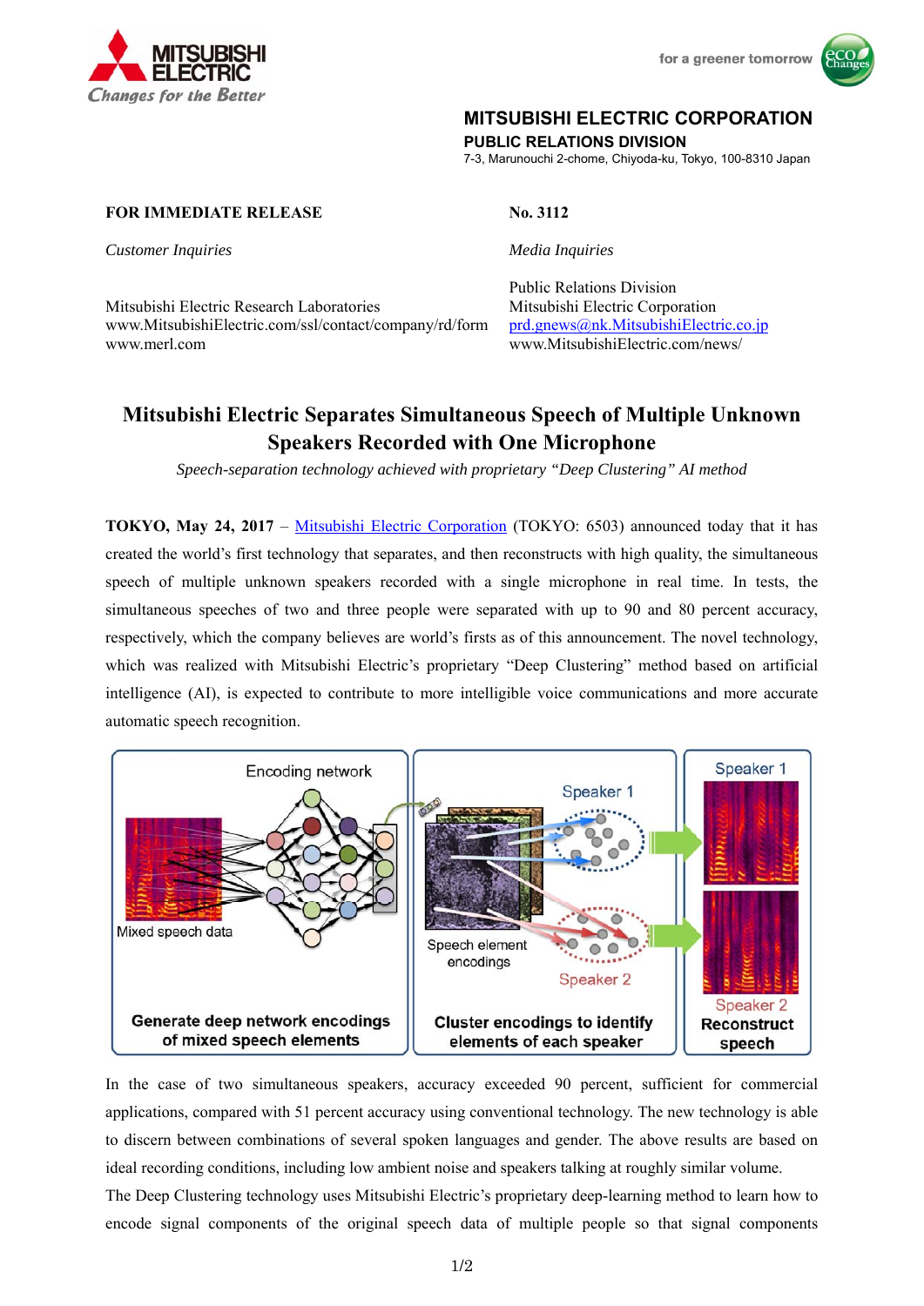**MITSUBISHI ELECTRIC CORPORATION**
**PUBLIC RELATIONS DIVISION**
7-3, Marunouchi 2-chome, Chiyoda-ku, Tokyo, 100-8310 Japan

**FOR IMMEDIATE RELEASE** **No. 3112**

*Customer Inquiries*

Mitsubishi Electric Research Laboratories
www.MitsubishiElectric.com/ssl/contact/company/rd/form
www.merl.com

*Media Inquiries*

Public Relations Division
Mitsubishi Electric Corporation
prd.gnews@nk.MitsubishiElectric.co.jp
www.MitsubishiElectric.com/news/

# Mitsubishi Electric Separates Simultaneous Speech of Multiple Unknown Speakers Recorded with One Microphone

*Speech-separation technology achieved with proprietary "Deep Clustering" AI method*

**TOKYO, May 24, 2017** – Mitsubishi Electric Corporation (TOKYO: 6503) announced today that it has created the world's first technology that separates, and then reconstructs with high quality, the simultaneous speech of multiple unknown speakers recorded with a single microphone in real time. In tests, the simultaneous speeches of two and three people were separated with up to 90 and 80 percent accuracy, respectively, which the company believes are world's firsts as of this announcement. The novel technology, which was realized with Mitsubishi Electric's proprietary "Deep Clustering" method based on artificial intelligence (AI), is expected to contribute to more intelligible voice communications and more accurate automatic speech recognition.

Encoding network | Mixed speech data | Speech element encodings | Speaker 1 | Speaker 2

Generate deep network encodings of mixed speech elements | Cluster encodings to identify elements of each speaker | Reconstruct speech

In the case of two simultaneous speakers, accuracy exceeded 90 percent, sufficient for commercial applications, compared with 51 percent accuracy using conventional technology. The new technology is able to discern between combinations of several spoken languages and gender. The above results are based on ideal recording conditions, including low ambient noise and speakers talking at roughly similar volume.

The Deep Clustering technology uses Mitsubishi Electric's proprietary deep-learning method to learn how to encode signal components of the original speech data of multiple people so that signal components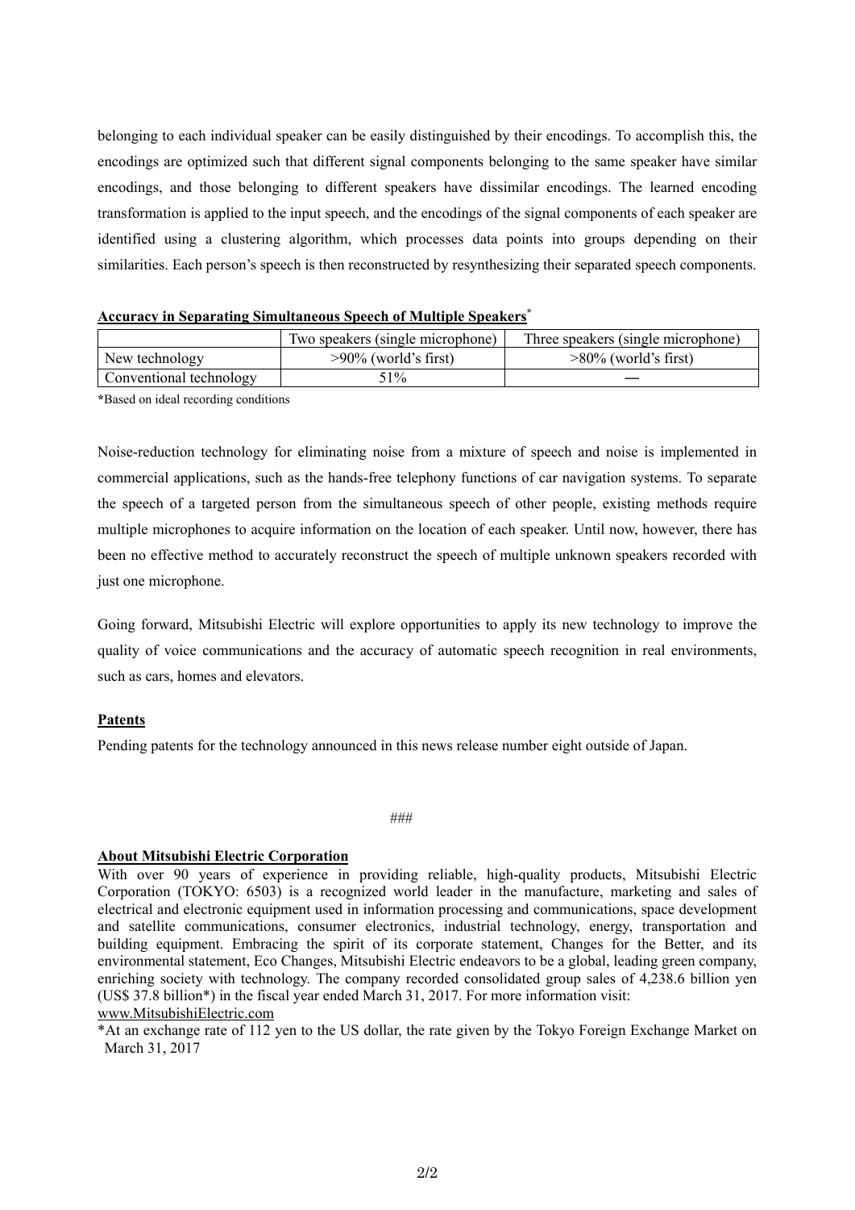belonging to each individual speaker can be easily distinguished by their encodings. To accomplish this, the encodings are optimized such that different signal components belonging to the same speaker have similar encodings, and those belonging to different speakers have dissimilar encodings. The learned encoding transformation is applied to the input speech, and the encodings of the signal components of each speaker are identified using a clustering algorithm, which processes data points into groups depending on their similarities. Each person's speech is then reconstructed by resynthesizing their separated speech components.

**Accuracy in Separating Simultaneous Speech of Multiple Speakers***

| | Two speakers (single microphone) | Three speakers (single microphone) |
|---|---|---|
| New technology | >90% (world's first) | >80% (world's first) |
| Conventional technology | 51% | — |

*Based on ideal recording conditions

Noise-reduction technology for eliminating noise from a mixture of speech and noise is implemented in commercial applications, such as the hands-free telephony functions of car navigation systems. To separate the speech of a targeted person from the simultaneous speech of other people, existing methods require multiple microphones to acquire information on the location of each speaker. Until now, however, there has been no effective method to accurately reconstruct the speech of multiple unknown speakers recorded with just one microphone.

Going forward, Mitsubishi Electric will explore opportunities to apply its new technology to improve the quality of voice communications and the accuracy of automatic speech recognition in real environments, such as cars, homes and elevators.

**Patents**

Pending patents for the technology announced in this news release number eight outside of Japan.

###

**About Mitsubishi Electric Corporation**

With over 90 years of experience in providing reliable, high-quality products, Mitsubishi Electric Corporation (TOKYO: 6503) is a recognized world leader in the manufacture, marketing and sales of electrical and electronic equipment used in information processing and communications, space development and satellite communications, consumer electronics, industrial technology, energy, transportation and building equipment. Embracing the spirit of its corporate statement, Changes for the Better, and its environmental statement, Eco Changes, Mitsubishi Electric endeavors to be a global, leading green company, enriching society with technology. The company recorded consolidated group sales of 4,238.6 billion yen (US$ 37.8 billion*) in the fiscal year ended March 31, 2017. For more information visit: www.MitsubishiElectric.com

*At an exchange rate of 112 yen to the US dollar, the rate given by the Tokyo Foreign Exchange Market on March 31, 2017